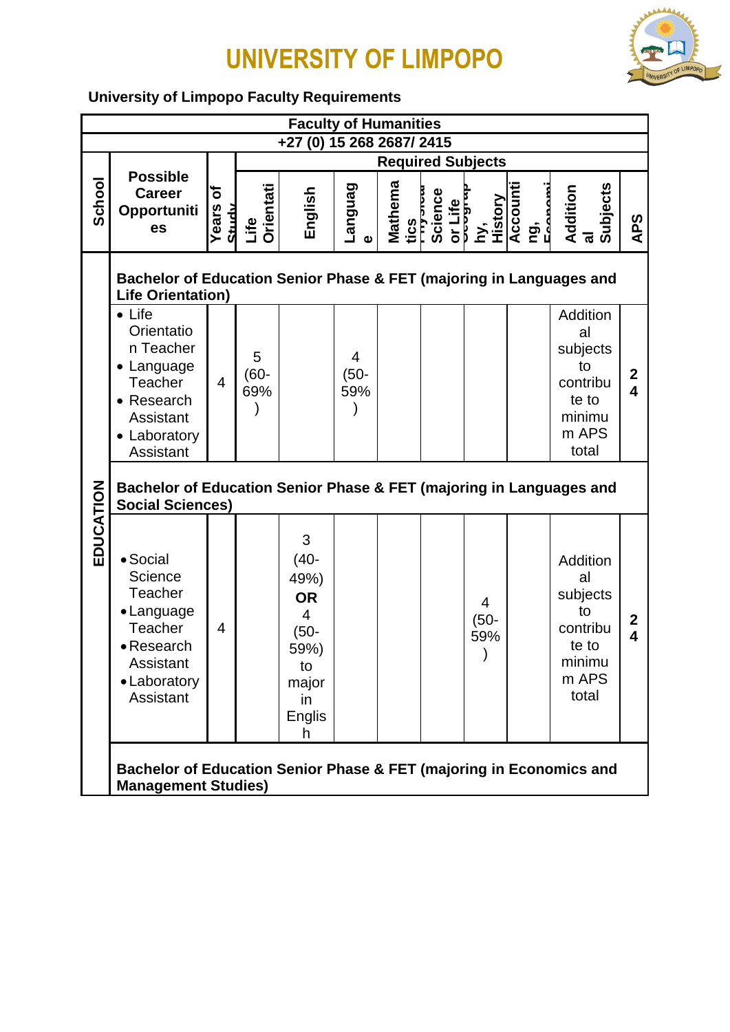# UNIVERSITY OF LIMPOPO

**University of Limpopo Faculty Requirements**

| Faculty of Humanities | | | | | | | | | | | | | |
|---|---|---|---|---|---|---|---|---|---|---|---|---|---|
| +27 (0) 15 268 2687/ 2415 | | | | | | | | | | | | | |
| **School** | **Possible Career Opportunities** | **Years of Study** | **Required Subjects** | | | | | | | | | | **APS** |
| | | | **Life Orientation** | **English** | **Language** | **Mathematics** | **Physical Science or Life** | **Geography, History** | **Accounting, Economics** | **Additional Subjects** | | | |
| **EDUCATION** | **Bachelor of Education Senior Phase & FET (majoring in Languages and Life Orientation)** | | | | | | | | | | | | |
| | • Life Orientation Teacher<br>• Language Teacher<br>• Research Assistant<br>• Laboratory Assistant | 4 | 5 (60-69%) | | 4 (50-59%) | | | | | Additional subjects to contribute to minimum APS total | | | **24** |
| | **Bachelor of Education Senior Phase & FET (majoring in Languages and Social Sciences)** | | | | | | | | | | | | |
| | • Social Science Teacher<br>• Language Teacher<br>• Research Assistant<br>• Laboratory Assistant | 4 | | 3 (40-49%) **OR** 4 (50-59%) to major in English | | | | 4 (50-59%) | | Additional subjects to contribute to minimum APS total | | | **24** |
| | **Bachelor of Education Senior Phase & FET (majoring in Economics and Management Studies)** | | | | | | | | | | | | |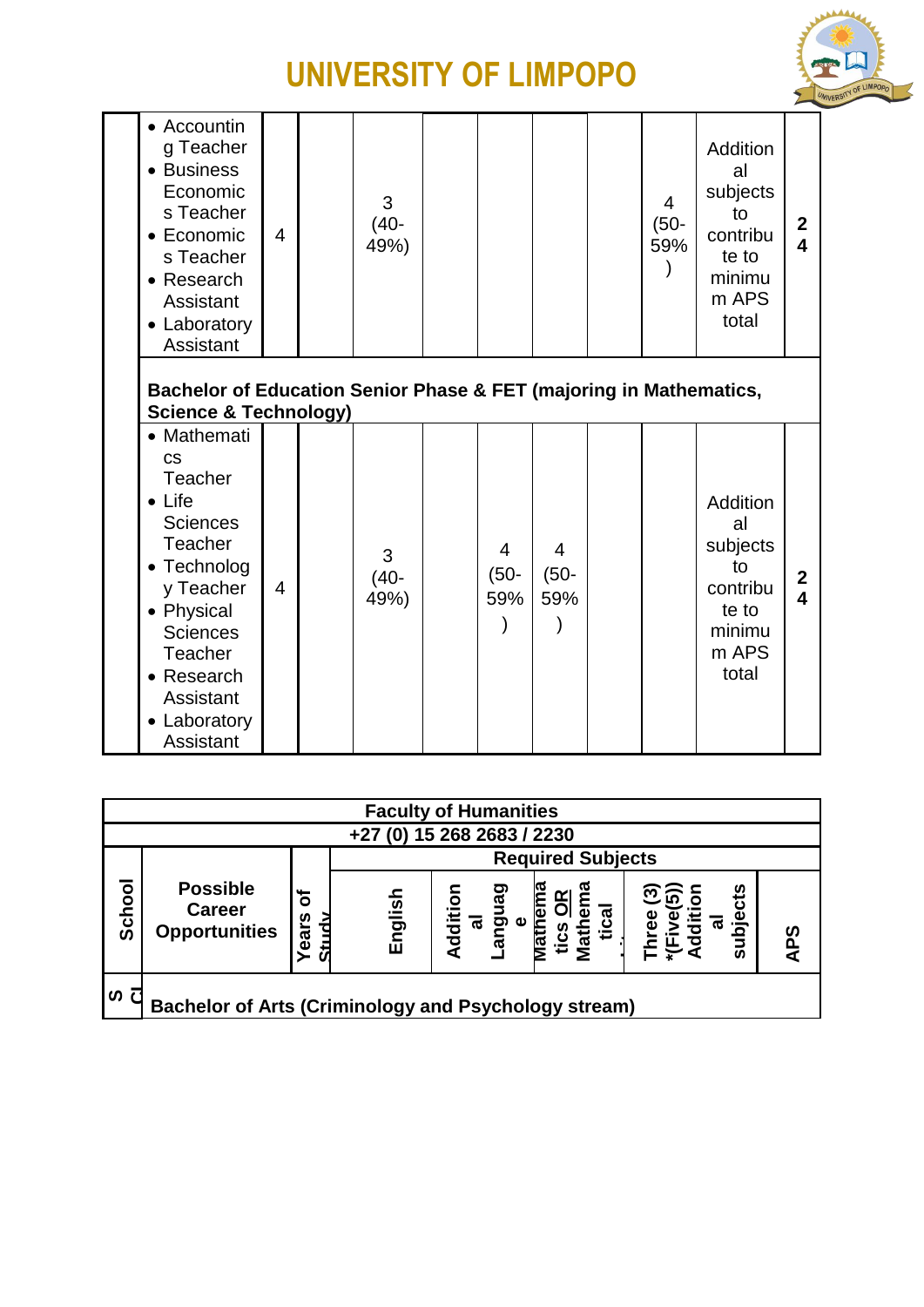| | | | | | | | | | | | |
|---|---|---|---|---|---|---|---|---|---|---|---|
| | • Accounting Teacher<br>• Business Economics Teacher<br>• Economics Teacher<br>• Research Assistant<br>• Laboratory Assistant | 4 | | 3 (40-49%) | | | | | 4 (50-59%) | Additional subjects to contribute to minimum APS total | **24** |
| | **Bachelor of Education Senior Phase & FET (majoring in Mathematics, Science & Technology)** | | | | | | | | | | |
| | • Mathematics Teacher<br>• Life Sciences Teacher<br>• Technology Teacher<br>• Physical Sciences Teacher<br>• Research Assistant<br>• Laboratory Assistant | 4 | | 3 (40-49%) | | 4 (50-59%) | 4 (50-59%) | | | Additional subjects to contribute to minimum APS total | **24** |

| **Faculty of Humanities** | | | | | | | |
|---|---|---|---|---|---|---|---|
| **+27 (0) 15 268 2683 / 2230** | | | | | | | |
| | | | **Required Subjects** | | | | |
| **School** | **Possible Career Opportunities** | **Years of Study** | **English** | **Additional Language** | **Mathematics OR Mathematical Literacy** | **Three (3) *(Five(5)) Additional subjects** | **APS** |
| **S Cl** | **Bachelor of Arts (Criminology and Psychology stream)** | | | | | | |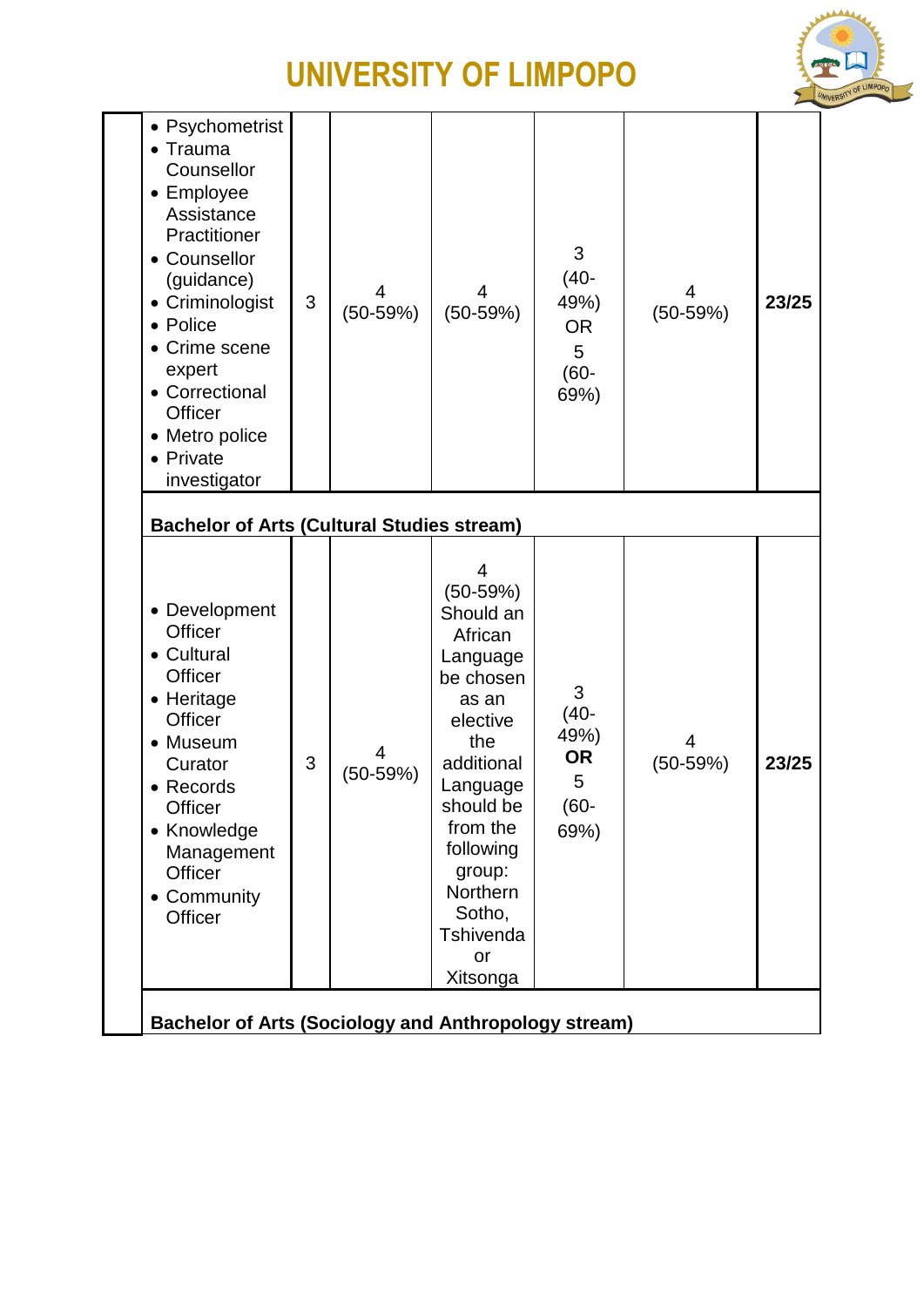# UNIVERSITY OF LIMPOPO

| | | | | | | | |
|---|---|---|---|---|---|---|---|
| | • Psychometrist<br>• Trauma Counsellor<br>• Employee Assistance Practitioner<br>• Counsellor (guidance)<br>• Criminologist<br>• Police<br>• Crime scene expert<br>• Correctional Officer<br>• Metro police<br>• Private investigator | 3 | 4 (50-59%) | 4 (50-59%) | 3 (40-49%) OR 5 (60-69%) | 4 (50-59%) | **23/25** |
| | **Bachelor of Arts (Cultural Studies stream)** | | | | | | |
| | • Development Officer<br>• Cultural Officer<br>• Heritage Officer<br>• Museum Curator<br>• Records Officer<br>• Knowledge Management Officer<br>• Community Officer | 3 | 4 (50-59%) | 4 (50-59%) Should an African Language be chosen as an elective the additional Language should be from the following group: Northern Sotho, Tshivenda or Xitsonga | 3 (40-49%) **OR** 5 (60-69%) | 4 (50-59%) | **23/25** |
| | **Bachelor of Arts (Sociology and Anthropology stream)** | | | | | | |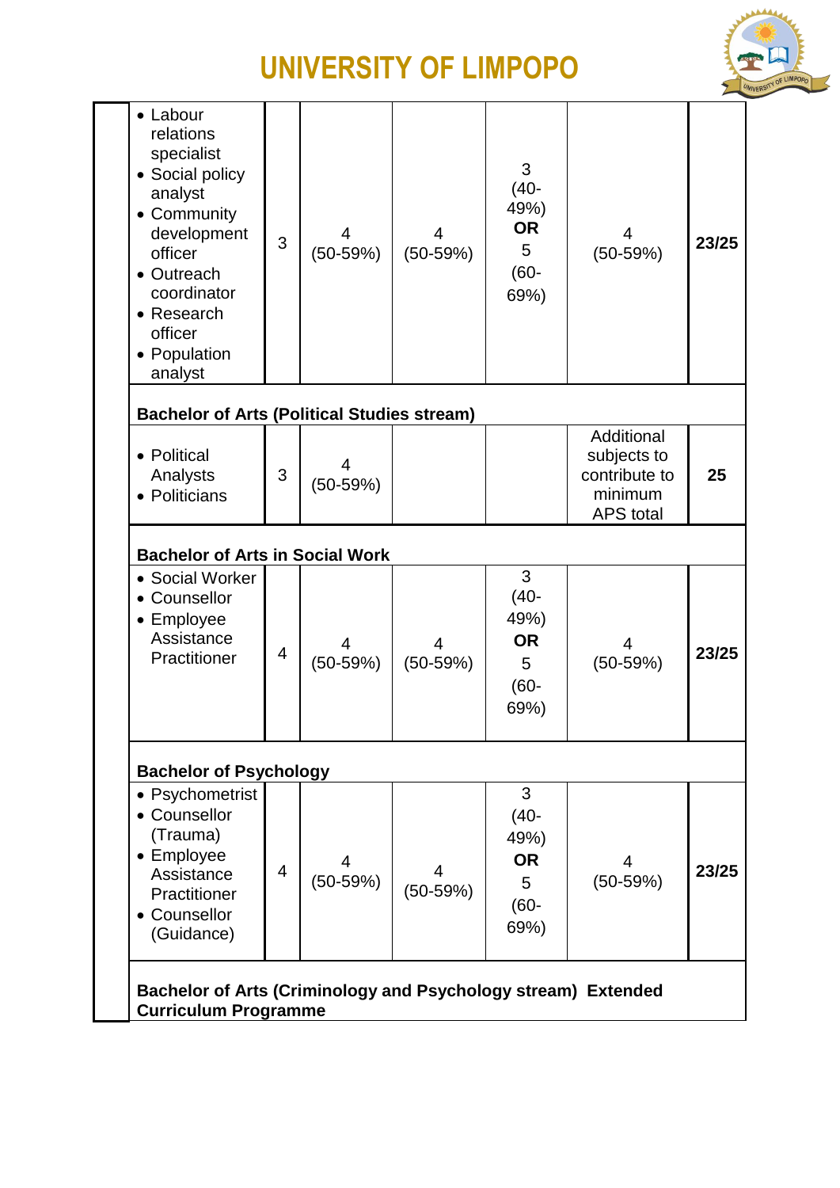| | Career opportunities | | | | | | APS |
|---|---|---|---|---|---|---|---|
| | • Labour relations specialist<br>• Social policy analyst<br>• Community development officer<br>• Outreach coordinator<br>• Research officer<br>• Population analyst | 3 | 4 (50-59%) | 4 (50-59%) | 3 (40-49%) **OR** 5 (60-69%) | 4 (50-59%) | **23/25** |
| | **Bachelor of Arts (Political Studies stream)** | | | | | | |
| | • Political Analysts<br>• Politicians | 3 | 4 (50-59%) | | | Additional subjects to contribute to minimum APS total | **25** |
| | **Bachelor of Arts in Social Work** | | | | | | |
| | • Social Worker<br>• Counsellor<br>• Employee Assistance Practitioner | 4 | 4 (50-59%) | 4 (50-59%) | 3 (40-49%) **OR** 5 (60-69%) | 4 (50-59%) | **23/25** |
| | **Bachelor of Psychology** | | | | | | |
| | • Psychometrist<br>• Counsellor (Trauma)<br>• Employee Assistance Practitioner<br>• Counsellor (Guidance) | 4 | 4 (50-59%) | 4 (50-59%) | 3 (40-49%) **OR** 5 (60-69%) | 4 (50-59%) | **23/25** |
| | **Bachelor of Arts (Criminology and Psychology stream) Extended Curriculum Programme** | | | | | | |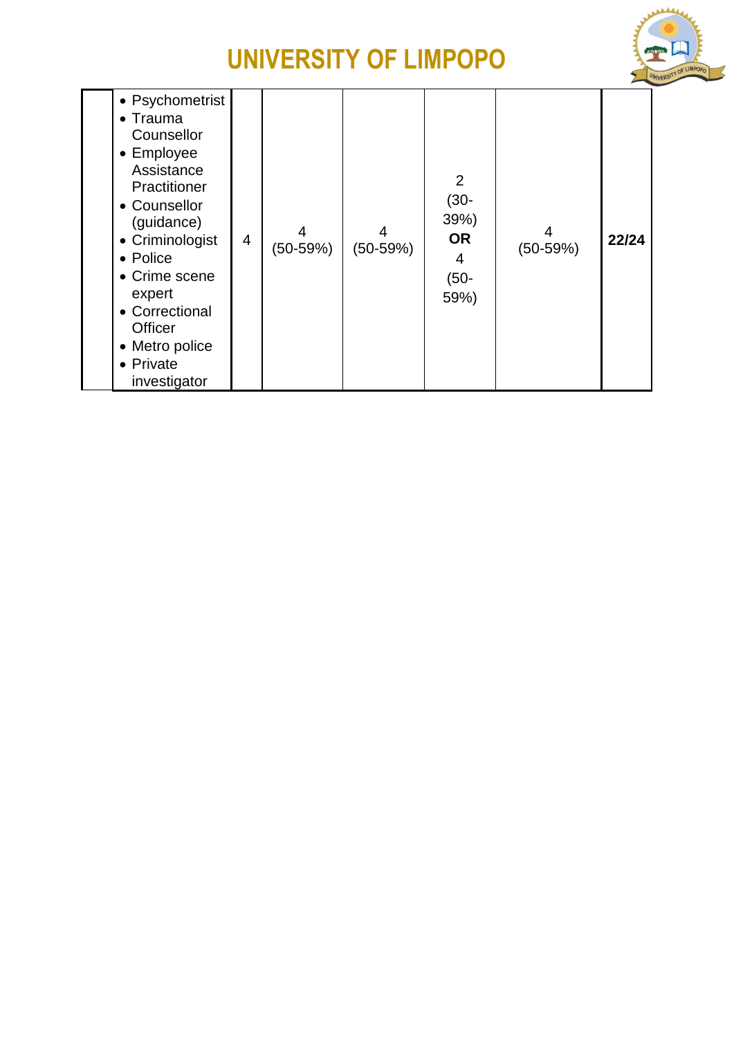# UNIVERSITY OF LIMPOPO

| | | | | | | | |
|---|---|---|---|---|---|---|---|
| | • Psychometrist<br>• Trauma Counsellor<br>• Employee Assistance Practitioner<br>• Counsellor (guidance)<br>• Criminologist<br>• Police<br>• Crime scene expert<br>• Correctional Officer<br>• Metro police<br>• Private investigator | 4 | 4 (50-59%) | 4 (50-59%) | 2 (30-39%) **OR** 4 (50-59%) | 4 (50-59%) | **22/24** |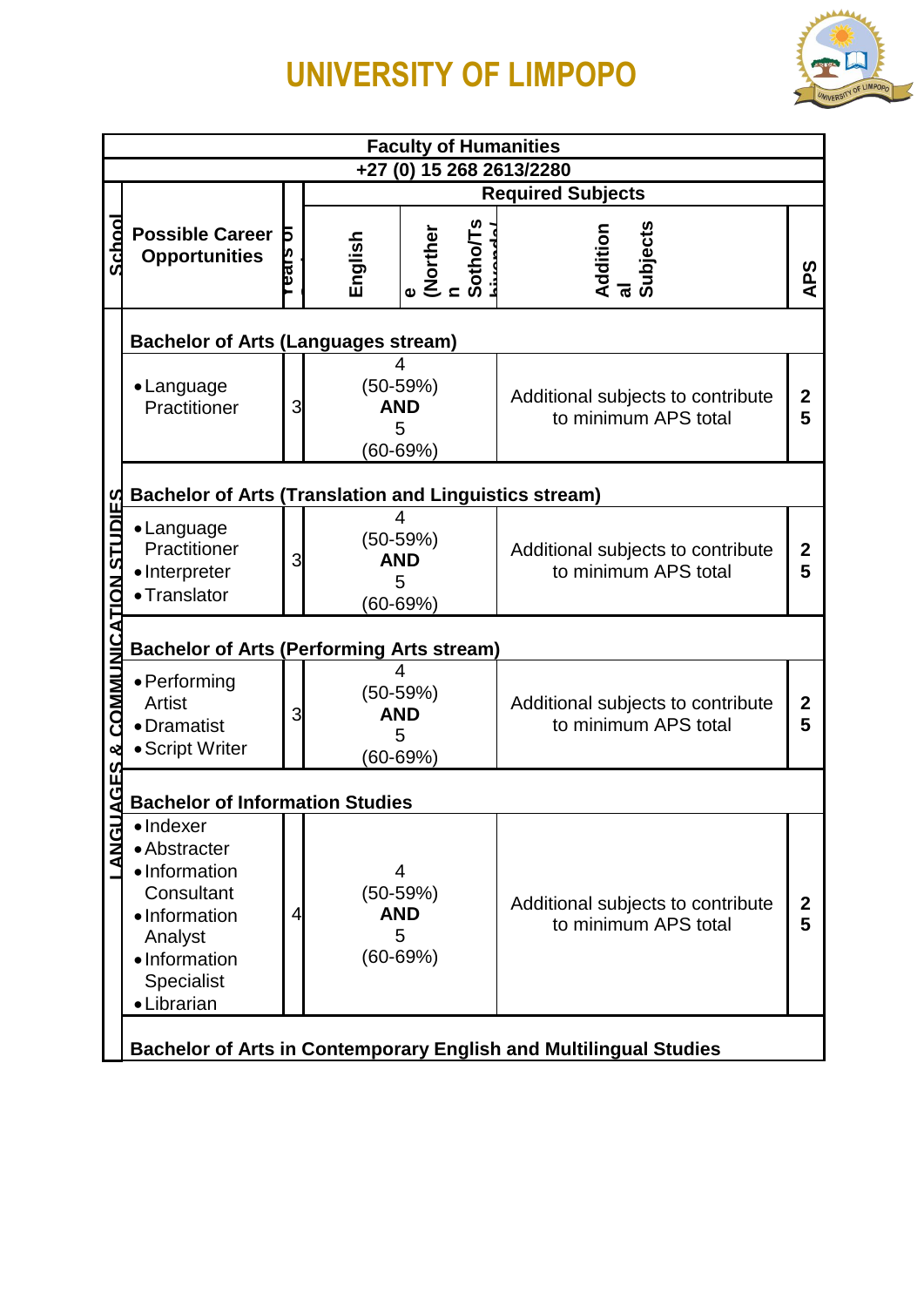# UNIVERSITY OF LIMPOPO

| Faculty of Humanities | | | | | | |
|---|---|---|---|---|---|---|
| +27 (0) 15 268 2613/2280 | | | | | | |
| School | Possible Career Opportunities | Years of | Required Subjects | | | |
| | | | English | e (Northern Sotho/Tshivenda) | Additional Subjects | APS |
| LANGUAGES & COMMUNICATION STUDIES | **Bachelor of Arts (Languages stream)** | | | | | |
| | • Language Practitioner | 3 | 4 (50-59%) **AND** 5 (60-69%) | | Additional subjects to contribute to minimum APS total | 25 |
| | **Bachelor of Arts (Translation and Linguistics stream)** | | | | | |
| | • Language Practitioner<br>• Interpreter<br>• Translator | 3 | 4 (50-59%) **AND** 5 (60-69%) | | Additional subjects to contribute to minimum APS total | 25 |
| | **Bachelor of Arts (Performing Arts stream)** | | | | | |
| | • Performing Artist<br>• Dramatist<br>• Script Writer | 3 | 4 (50-59%) **AND** 5 (60-69%) | | Additional subjects to contribute to minimum APS total | 25 |
| | **Bachelor of Information Studies** | | | | | |
| | • Indexer<br>• Abstracter<br>• Information Consultant<br>• Information Analyst<br>• Information Specialist<br>• Librarian | 4 | 4 (50-59%) **AND** 5 (60-69%) | | Additional subjects to contribute to minimum APS total | 25 |
| | **Bachelor of Arts in Contemporary English and Multilingual Studies** | | | | | |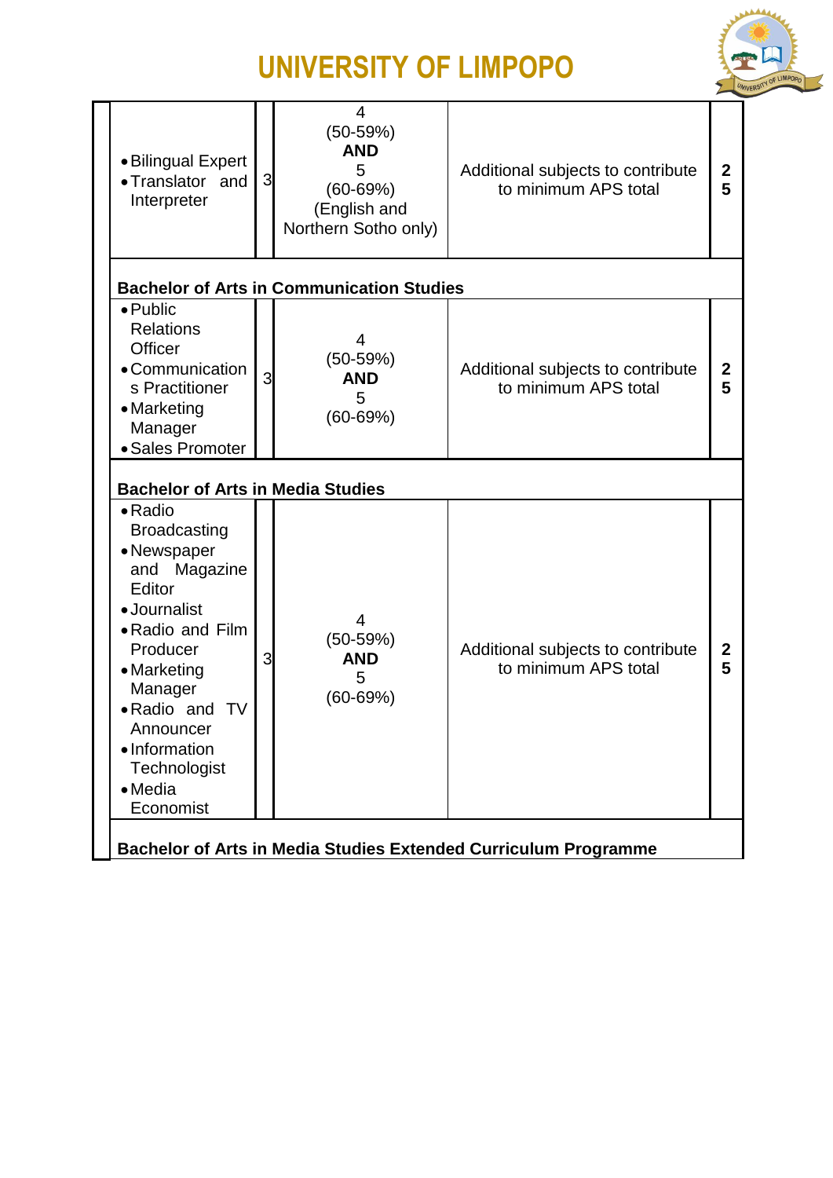| | | | | |
|---|---|---|---|---|
| • Bilingual Expert<br>• Translator and Interpreter | 3 | 4<br>(50-59%)<br>**AND**<br>5<br>(60-69%)<br>(English and Northern Sotho only) | Additional subjects to contribute to minimum APS total | **25** |
| **Bachelor of Arts in Communication Studies** | | | | |
| • Public Relations Officer<br>• Communications Practitioner<br>• Marketing Manager<br>• Sales Promoter | 3 | 4<br>(50-59%)<br>**AND**<br>5<br>(60-69%) | Additional subjects to contribute to minimum APS total | **25** |
| **Bachelor of Arts in Media Studies** | | | | |
| • Radio Broadcasting<br>• Newspaper and Magazine Editor<br>• Journalist<br>• Radio and Film Producer<br>• Marketing Manager<br>• Radio and TV Announcer<br>• Information Technologist<br>• Media Economist | 3 | 4<br>(50-59%)<br>**AND**<br>5<br>(60-69%) | Additional subjects to contribute to minimum APS total | **25** |
| **Bachelor of Arts in Media Studies Extended Curriculum Programme** | | | | |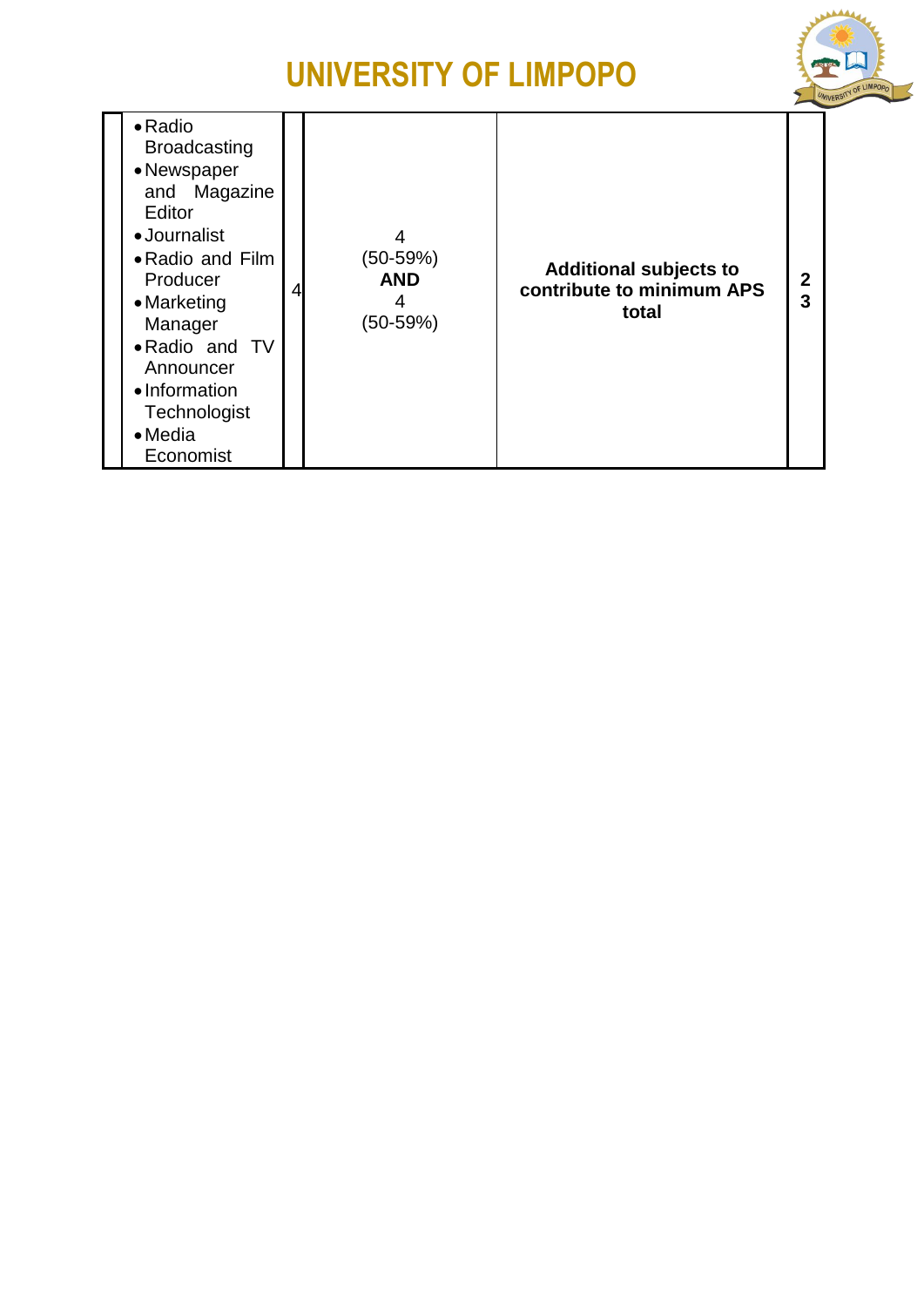# UNIVERSITY OF LIMPOPO

| | | | | | |
|---|---|---|---|---|---|
| | • Radio Broadcasting<br>• Newspaper and Magazine Editor<br>• Journalist<br>• Radio and Film Producer<br>• Marketing Manager<br>• Radio and TV Announcer<br>• Information Technologist<br>• Media Economist | 4 | 4<br>(50-59%)<br>**AND**<br>4<br>(50-59%) | **Additional subjects to contribute to minimum APS total** | **2<br>3** |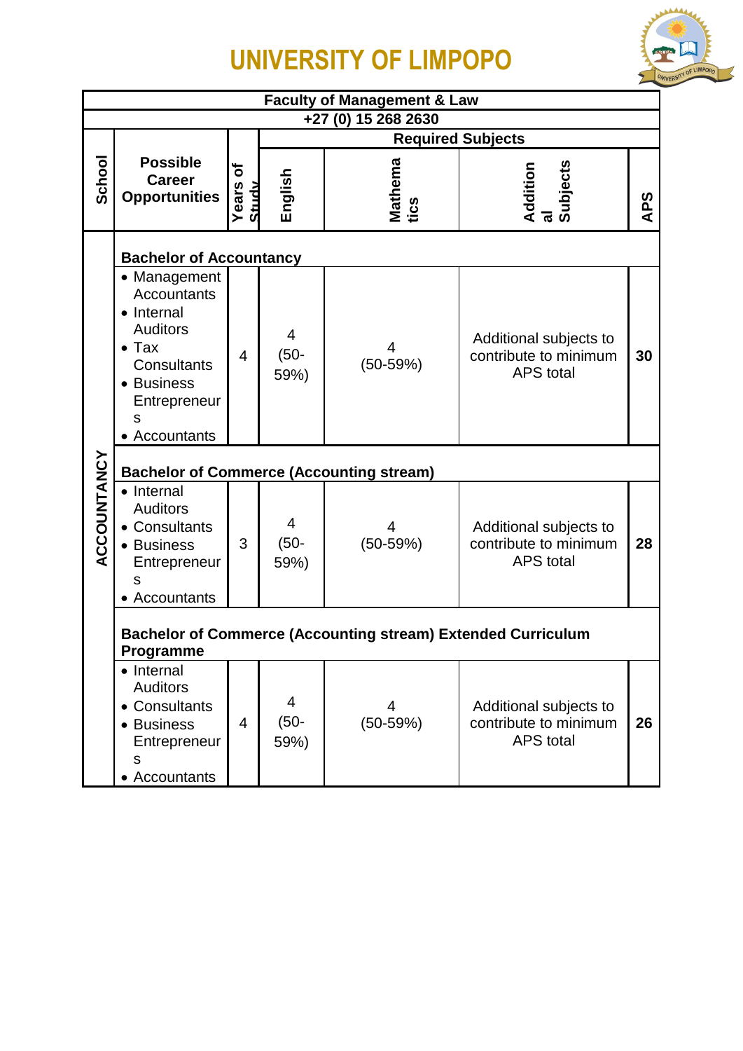# UNIVERSITY OF LIMPOPO

| Faculty of Management & Law | | | | | | |
|---|---|---|---|---|---|---|
| +27 (0) 15 268 2630 | | | | | | |
| School | Possible Career Opportunities | Years of Study | Required Subjects | | | |
| | | | English | Mathematics | Additional Subjects | APS |
| ACCOUNTANCY | **Bachelor of Accountancy** | | | | | |
| | • Management Accountants<br>• Internal Auditors<br>• Tax Consultants<br>• Business Entrepreneurs<br>• Accountants | 4 | 4 (50-59%) | 4 (50-59%) | Additional subjects to contribute to minimum APS total | **30** |
| | **Bachelor of Commerce (Accounting stream)** | | | | | |
| | • Internal Auditors<br>• Consultants<br>• Business Entrepreneurs<br>• Accountants | 3 | 4 (50-59%) | 4 (50-59%) | Additional subjects to contribute to minimum APS total | **28** |
| | **Bachelor of Commerce (Accounting stream) Extended Curriculum Programme** | | | | | |
| | • Internal Auditors<br>• Consultants<br>• Business Entrepreneurs<br>• Accountants | 4 | 4 (50-59%) | 4 (50-59%) | Additional subjects to contribute to minimum APS total | **26** |